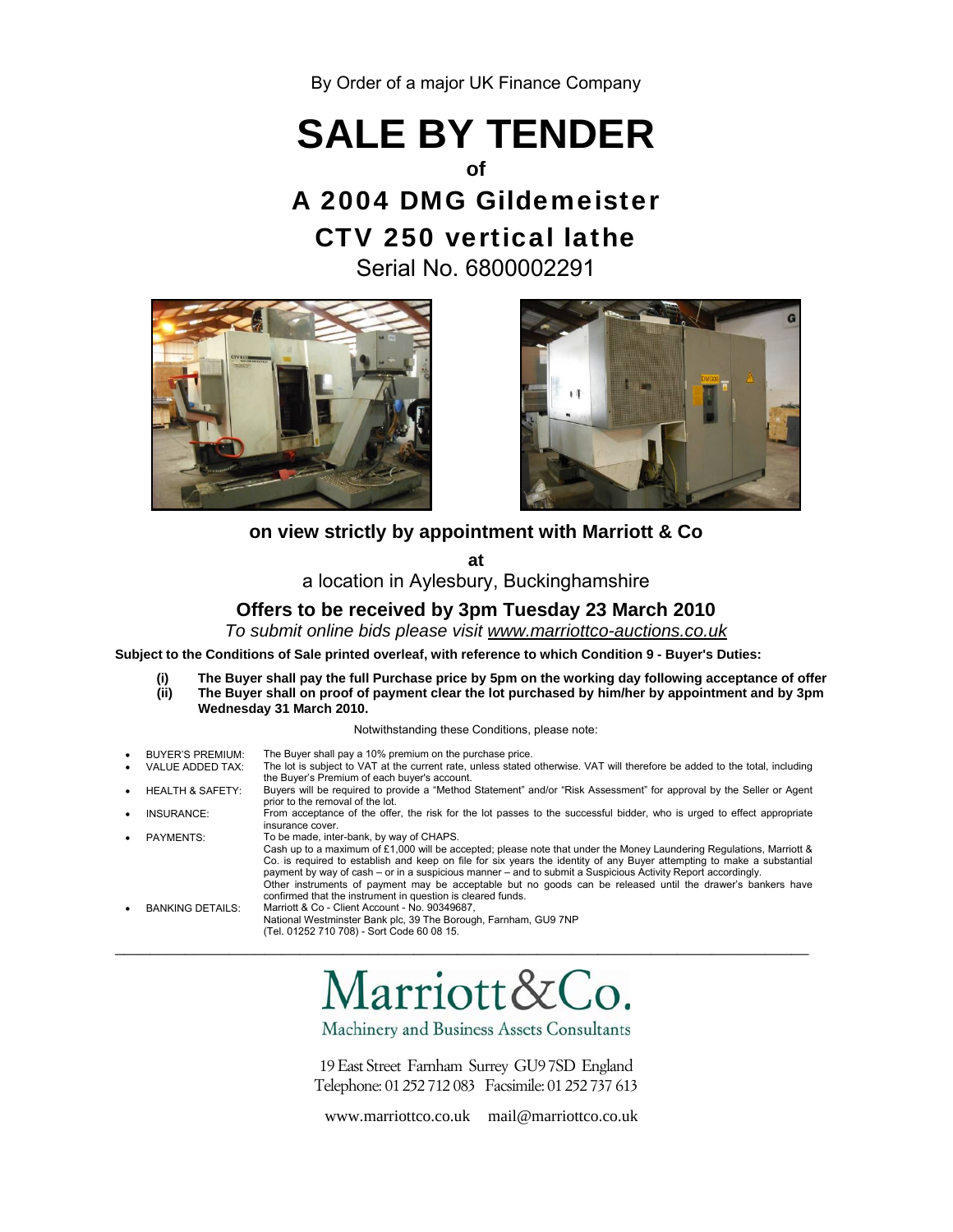By Order of a major UK Finance Company

# SALE BY TENDER

**of**

## A 2004 DMG Gildemeister CTV 250 vertical lathe

Serial No. 6800002291

**on view strictly by appointment with Marriott & Co**

**at**

a location in Aylesbury, Buckinghamshire

### Offers to be received by 3pm Tuesday 23 March 2010

*To submit online bids please visit www.marriottco-auctions.co.uk*

**Subject to the Conditions of Sale printed overleaf, with reference to which Condition 9 - Buyer's Duties:**

- **(i) The Buyer shall pay the full Purchase price by 5pm on the working day following acceptance of offer**
- **(ii) The Buyer shall on proof of payment clear the lot purchased by him/her by appointment and by 3pm Wednesday 31 March 2010.**

Notwithstanding these Conditions, please note:

- BUYER'S PREMIUM: The Buyer shall pay a 10% premium on the purchase price.
- VALUE ADDED TAX: The lot is subject to VAT at the current rate, unless stated otherwise. VAT will therefore be added to the total, including the Buyer's Premium of each buyer's account.
- HEALTH & SAFETY: Buyers will be required to provide a "Method Statement" and/or "Risk Assessment" for approval by the Seller or Agent prior to the removal of the lot.
- INSURANCE: From acceptance of the offer, the risk for the lot passes to the successful bidder, who is urged to effect appropriate insurance cover.
- PAYMENTS: To be made, inter-bank, by way of CHAPS.
  Cash up to a maximum of £1,000 will be accepted; please note that under the Money Laundering Regulations, Marriott & Co. is required to establish and keep on file for six years the identity of any Buyer attempting to make a substantial payment by way of cash – or in a suspicious manner – and to submit a Suspicious Activity Report accordingly.
  Other instruments of payment may be acceptable but no goods can be released until the drawer's bankers have confirmed that the instrument in question is cleared funds.
- BANKING DETAILS: Marriott & Co - Client Account - No. 90349687,
  National Westminster Bank plc, 39 The Borough, Farnham, GU9 7NP
  (Tel. 01252 710 708) - Sort Code 60 08 15.

---

Marriott&Co.

Machinery and Business Assets Consultants

19 East Street Farnham Surrey GU9 7SD England
Telephone: 01 252 712 083 Facsimile: 01 252 737 613

www.marriottco.co.uk mail@marriottco.co.uk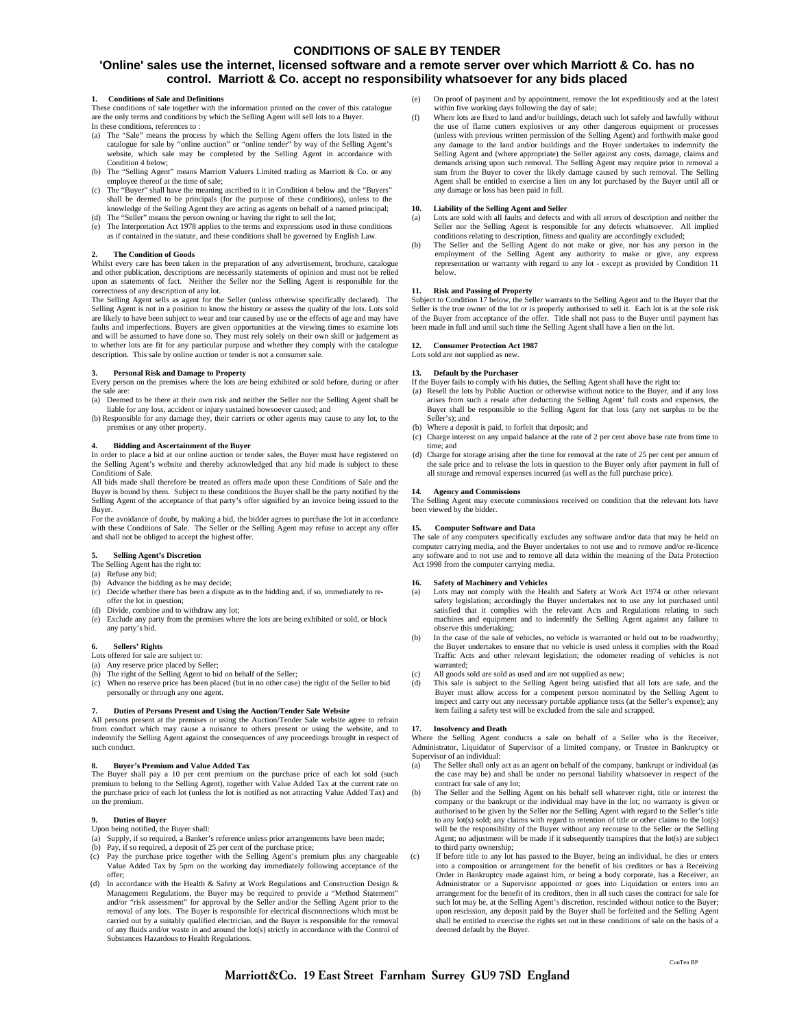# CONDITIONS OF SALE BY TENDER

## 'Online' sales use the internet, licensed software and a remote server over which Marriott & Co. has no control. Marriott & Co. accept no responsibility whatsoever for any bids placed

### 1. Conditions of Sale and Definitions

These conditions of sale together with the information printed on the cover of this catalogue are the only terms and conditions by which the Selling Agent will sell lots to a Buyer.

In these conditions, references to :

(a) The "Sale" means the process by which the Selling Agent offers the lots listed in the catalogue for sale by "online auction" or "online tender" by way of the Selling Agent's website, which sale may be completed by the Selling Agent in accordance with Condition 4 below;

(b) The "Selling Agent" means Marriott Valuers Limited trading as Marriott & Co. or any employee thereof at the time of sale;

(c) The "Buyer" shall have the meaning ascribed to it in Condition 4 below and the "Buyers" shall be deemed to be principals (for the purpose of these conditions), unless to the knowledge of the Selling Agent they are acting as agents on behalf of a named principal;

(d) The "Seller" means the person owning or having the right to sell the lot;

(e) The Interpretation Act 1978 applies to the terms and expressions used in these conditions as if contained in the statute, and these conditions shall be governed by English Law.

### 2. The Condition of Goods

Whilst every care has been taken in the preparation of any advertisement, brochure, catalogue and other publication, descriptions are necessarily statements of opinion and must not be relied upon as statements of fact. Neither the Seller nor the Selling Agent is responsible for the correctness of any description of any lot.

The Selling Agent sells as agent for the Seller (unless otherwise specifically declared). The Selling Agent is not in a position to know the history or assess the quality of the lots. Lots sold are likely to have been subject to wear and tear caused by use or the effects of age and may have faults and imperfections. Buyers are given opportunities at the viewing times to examine lots and will be assumed to have done so. They must rely solely on their own skill or judgement as to whether lots are fit for any particular purpose and whether they comply with the catalogue description. This sale by online auction or tender is not a consumer sale.

### 3. Personal Risk and Damage to Property

Every person on the premises where the lots are being exhibited or sold before, during or after the sale are:

(a) Deemed to be there at their own risk and neither the Seller nor the Selling Agent shall be liable for any loss, accident or injury sustained howsoever caused; and

(b) Responsible for any damage they, their carriers or other agents may cause to any lot, to the premises or any other property.

### 4. Bidding and Ascertainment of the Buyer

In order to place a bid at our online auction or tender sales, the Buyer must have registered on the Selling Agent's website and thereby acknowledged that any bid made is subject to these Conditions of Sale.

All bids made shall therefore be treated as offers made upon these Conditions of Sale and the Buyer is bound by them. Subject to these conditions the Buyer shall be the party notified by the Selling Agent of the acceptance of that party's offer signified by an invoice being issued to the Buyer.

For the avoidance of doubt, by making a bid, the bidder agrees to purchase the lot in accordance with these Conditions of Sale. The Seller or the Selling Agent may refuse to accept any offer and shall not be obliged to accept the highest offer.

### 5. Selling Agent's Discretion

The Selling Agent has the right to:

(a) Refuse any bid;

(b) Advance the bidding as he may decide;

(c) Decide whether there has been a dispute as to the bidding and, if so, immediately to re-offer the lot in question;

(d) Divide, combine and to withdraw any lot;

(e) Exclude any party from the premises where the lots are being exhibited or sold, or block any party's bid.

### 6. Sellers' Rights

Lots offered for sale are subject to:

(a) Any reserve price placed by Seller;

(b) The right of the Selling Agent to bid on behalf of the Seller;

(c) When no reserve price has been placed (but in no other case) the right of the Seller to bid personally or through any one agent.

### 7. Duties of Persons Present and Using the Auction/Tender Sale Website

All persons present at the premises or using the Auction/Tender Sale website agree to refrain from conduct which may cause a nuisance to others present or using the website, and to indemnify the Selling Agent against the consequences of any proceedings brought in respect of such conduct.

### 8. Buyer's Premium and Value Added Tax

The Buyer shall pay a 10 per cent premium on the purchase price of each lot sold (such premium to belong to the Selling Agent), together with Value Added Tax at the current rate on the purchase price of each lot (unless the lot is notified as not attracting Value Added Tax) and on the premium.

### 9. Duties of Buyer

Upon being notified, the Buyer shall:

(a) Supply, if so required, a Banker's reference unless prior arrangements have been made;

(b) Pay, if so required, a deposit of 25 per cent of the purchase price;

(c) Pay the purchase price together with the Selling Agent's premium plus any chargeable Value Added Tax by 5pm on the working day immediately following acceptance of the offer;

(d) In accordance with the Health & Safety at Work Regulations and Construction Design & Management Regulations, the Buyer may be required to provide a "Method Statement" and/or "risk assessment" for approval by the Seller and/or the Selling Agent prior to the removal of any lots. The Buyer is responsible for electrical disconnections which must be carried out by a suitably qualified electrician, and the Buyer is responsible for the removal of any fluids and/or waste in and around the lot(s) strictly in accordance with the Control of Substances Hazardous to Health Regulations.

(e) On proof of payment and by appointment, remove the lot expeditiously and at the latest within five working days following the day of sale;

(f) Where lots are fixed to land and/or buildings, detach such lot safely and lawfully without the use of flame cutters explosives or any other dangerous equipment or processes (unless with previous written permission of the Selling Agent) and forthwith make good any damage to the land and/or buildings and the Buyer undertakes to indemnify the Selling Agent and (where appropriate) the Seller against any costs, damage, claims and demands arising upon such removal. The Selling Agent may require prior to removal a sum from the Buyer to cover the likely damage caused by such removal. The Selling Agent shall be entitled to exercise a lien on any lot purchased by the Buyer until all or any damage or loss has been paid in full.

### 10. Liability of the Selling Agent and Seller

(a) Lots are sold with all faults and defects and with all errors of description and neither the Seller nor the Selling Agent is responsible for any defects whatsoever. All implied conditions relating to description, fitness and quality are accordingly excluded;

(b) The Seller and the Selling Agent do not make or give, nor has any person in the employment of the Selling Agent any authority to make or give, any express representation or warranty with regard to any lot - except as provided by Condition 11 below.

### 11. Risk and Passing of Property

Subject to Condition 17 below, the Seller warrants to the Selling Agent and to the Buyer that the Seller is the true owner of the lot or is properly authorised to sell it. Each lot is at the sole risk of the Buyer from acceptance of the offer. Title shall not pass to the Buyer until payment has been made in full and until such time the Selling Agent shall have a lien on the lot.

### 12. Consumer Protection Act 1987

Lots sold are not supplied as new.

### 13. Default by the Purchaser

If the Buyer fails to comply with his duties, the Selling Agent shall have the right to:

(a) Resell the lots by Public Auction or otherwise without notice to the Buyer, and if any loss arises from such a resale after deducting the Selling Agent' full costs and expenses, the Buyer shall be responsible to the Selling Agent for that loss (any net surplus to be the Seller's); and

(b) Where a deposit is paid, to forfeit that deposit; and

(c) Charge interest on any unpaid balance at the rate of 2 per cent above base rate from time to time; and

(d) Charge for storage arising after the time for removal at the rate of 25 per cent per annum of the sale price and to release the lots in question to the Buyer only after payment in full of all storage and removal expenses incurred (as well as the full purchase price).

### 14. Agency and Commissions

The Selling Agent may execute commissions received on condition that the relevant lots have been viewed by the bidder.

### 15. Computer Software and Data

The sale of any computers specifically excludes any software and/or data that may be held on computer carrying media, and the Buyer undertakes to not use and to remove and/or re-licence any software and to not use and to remove all data within the meaning of the Data Protection Act 1998 from the computer carrying media.

### 16. Safety of Machinery and Vehicles

(a) Lots may not comply with the Health and Safety at Work Act 1974 or other relevant safety legislation; accordingly the Buyer undertakes not to use any lot purchased until satisfied that it complies with the relevant Acts and Regulations relating to such machines and equipment and to indemnify the Selling Agent against any failure to observe this undertaking;

(b) In the case of the sale of vehicles, no vehicle is warranted or held out to be roadworthy; the Buyer undertakes to ensure that no vehicle is used unless it complies with the Road Traffic Acts and other relevant legislation; the odometer reading of vehicles is not warranted;

(c) All goods sold are sold as used and are not supplied as new;

(d) This sale is subject to the Selling Agent being satisfied that all lots are safe, and the Buyer must allow access for a competent person nominated by the Selling Agent to inspect and carry out any necessary portable appliance tests (at the Seller's expense); any item failing a safety test will be excluded from the sale and scrapped.

### 17. Insolvency and Death

Where the Selling Agent conducts a sale on behalf of a Seller who is the Receiver, Administrator, Liquidator of Supervisor of a limited company, or Trustee in Bankruptcy or Supervisor of an individual:

(a) The Seller shall only act as an agent on behalf of the company, bankrupt or individual (as the case may be) and shall be under no personal liability whatsoever in respect of the contract for sale of any lot;

(b) The Seller and the Selling Agent on his behalf sell whatever right, title or interest the company or the bankrupt or the individual may have in the lot; no warranty is given or authorised to be given by the Seller nor the Selling Agent with regard to the Seller's title to any lot(s) sold; any claims with regard to retention of title or other claims to the lot(s) will be the responsibility of the Buyer without any recourse to the Seller or the Selling Agent; no adjustment will be made if it subsequently transpires that the lot(s) are subject to third party ownership;

(c) If before title to any lot has passed to the Buyer, being an individual, he dies or enters into a composition or arrangement for the benefit of his creditors or has a Receiving Order in Bankruptcy made against him, or being a body corporate, has a Receiver, an Administrator or a Supervisor appointed or goes into Liquidation or enters into an arrangement for the benefit of its creditors, then in all such cases the contract for sale for such lot may be, at the Selling Agent's discretion, rescinded without notice to the Buyer; upon rescission, any deposit paid by the Buyer shall be forfeited and the Selling Agent shall be entitled to exercise the rights set out in these conditions of sale on the basis of a deemed default by the Buyer.

ConTen BP

**Marriott&Co. 19 East Street Farnham Surrey GU9 7SD England**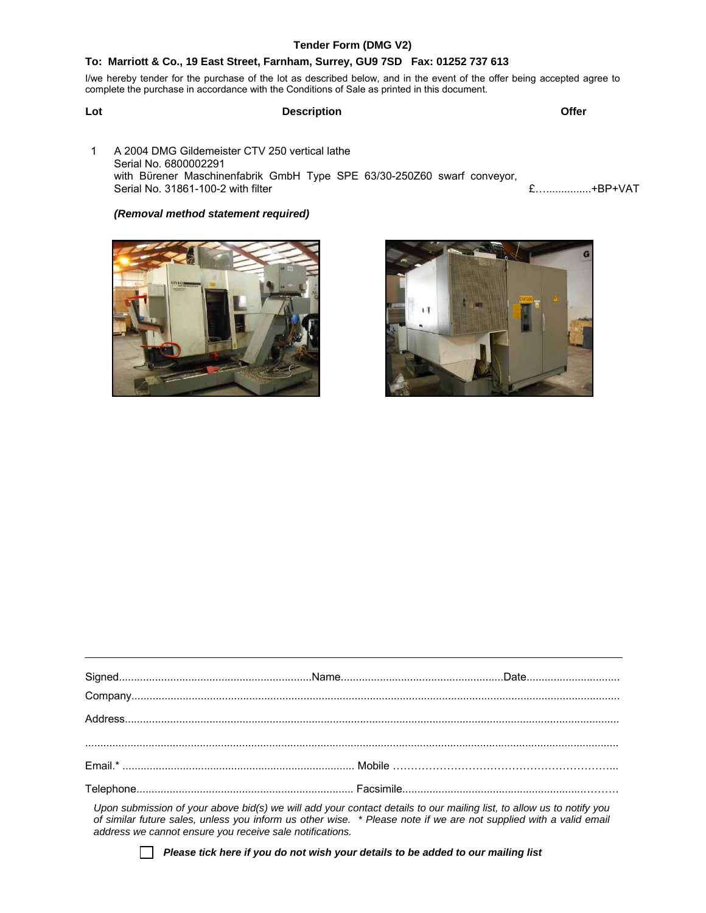**Tender Form (DMG V2)**

**To: Marriott & Co., 19 East Street, Farnham, Surrey, GU9 7SD Fax: 01252 737 613**

I/we hereby tender for the purchase of the lot as described below, and in the event of the offer being accepted agree to complete the purchase in accordance with the Conditions of Sale as printed in this document.

| Lot | Description | Offer |
|---|---|---|
| 1 | A 2004 DMG Gildemeister CTV 250 vertical lathe<br>Serial No. 6800002291<br>with Bürener Maschinenfabrik GmbH Type SPE 63/30-250Z60 swarf conveyor, Serial No. 31861-100-2 with filter<br><br>***(Removal method statement required)*** | £…...............+BP+VAT |

Signed................................................................Name......................................................Date...............................

Company.............................................................................................................................................................

Address...............................................................................................................................................................

..............................................................................................................................................................................

Email.\* ............................................................................ Mobile ………………………………………………………...

Telephone........................................................................ Facsimile......................................................…….

*Upon submission of your above bid(s) we will add your contact details to our mailing list, to allow us to notify you of similar future sales, unless you inform us other wise. \* Please note if we are not supplied with a valid email address we cannot ensure you receive sale notifications.*

☐ ***Please tick here if you do not wish your details to be added to our mailing list***